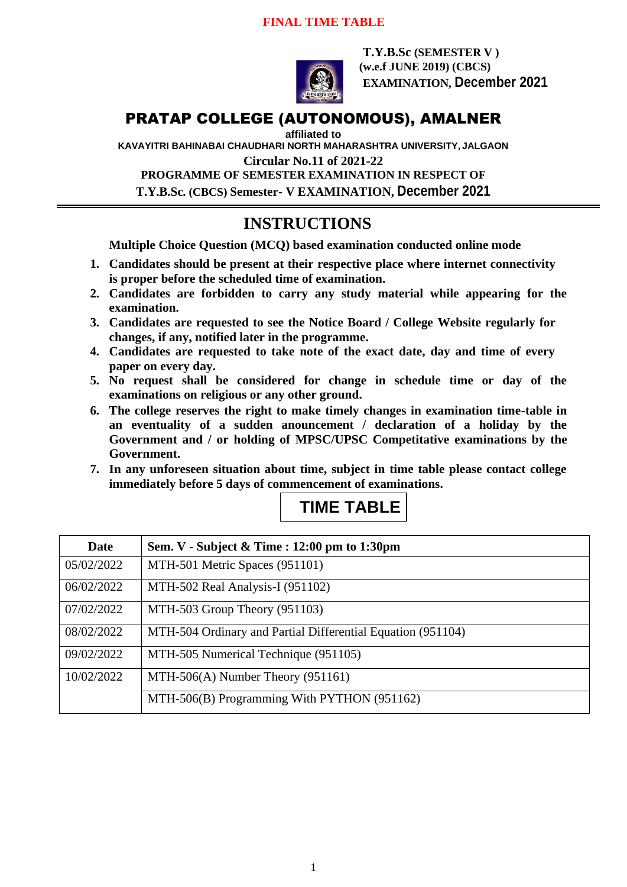**FINAL TIME TABLE**

**T.Y.B.Sc (SEMESTER V )**
**(w.e.f JUNE 2019) (CBCS)**
**EXAMINATION, December 2021**

# PRATAP COLLEGE (AUTONOMOUS), AMALNER

**affiliated to**

**KAVAYITRI BAHINABAI CHAUDHARI NORTH MAHARASHTRA UNIVERSITY, JALGAON**

**Circular No.11 of 2021-22**

**PROGRAMME OF SEMESTER EXAMINATION IN RESPECT OF**

**T.Y.B.Sc. (CBCS) Semester- V EXAMINATION, December 2021**

## INSTRUCTIONS

**Multiple Choice Question (MCQ) based examination conducted online mode**

1. **Candidates should be present at their respective place where internet connectivity is proper before the scheduled time of examination.**
2. **Candidates are forbidden to carry any study material while appearing for the examination.**
3. **Candidates are requested to see the Notice Board / College Website regularly for changes, if any, notified later in the programme.**
4. **Candidates are requested to take note of the exact date, day and time of every paper on every day.**
5. **No request shall be considered for change in schedule time or day of the examinations on religious or any other ground.**
6. **The college reserves the right to make timely changes in examination time-table in an eventuality of a sudden announcement / declaration of a holiday by the Government and / or holding of MPSC/UPSC Competitative examinations by the Government.**
7. **In any unforeseen situation about time, subject in time table please contact college immediately before 5 days of commencement of examinations.**

## TIME TABLE

| Date | Sem. V - Subject & Time : 12:00 pm to 1:30pm |
|---|---|
| 05/02/2022 | MTH-501 Metric Spaces (951101) |
| 06/02/2022 | MTH-502 Real Analysis-I (951102) |
| 07/02/2022 | MTH-503 Group Theory (951103) |
| 08/02/2022 | MTH-504 Ordinary and Partial Differential Equation (951104) |
| 09/02/2022 | MTH-505 Numerical Technique (951105) |
| 10/02/2022 | MTH-506(A) Number Theory (951161) |
| | MTH-506(B) Programming With PYTHON (951162) |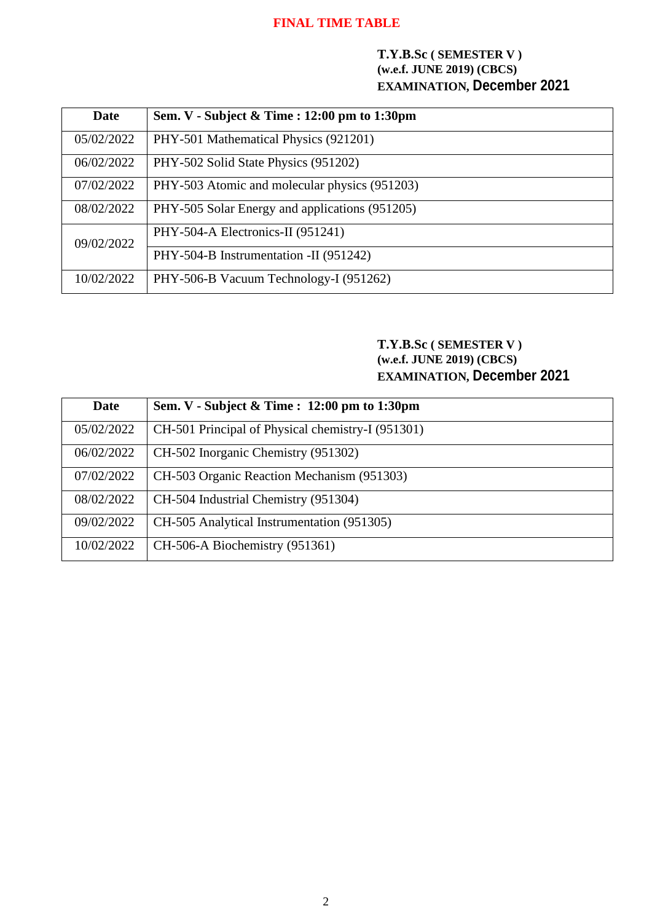# FINAL TIME TABLE

**T.Y.B.Sc ( SEMESTER V )**
**(w.e.f. JUNE 2019) (CBCS)**
**EXAMINATION, December 2021**

| Date | Sem. V - Subject & Time : 12:00 pm to 1:30pm |
|---|---|
| 05/02/2022 | PHY-501 Mathematical Physics (921201) |
| 06/02/2022 | PHY-502 Solid State Physics (951202) |
| 07/02/2022 | PHY-503 Atomic and molecular physics (951203) |
| 08/02/2022 | PHY-505 Solar Energy and applications (951205) |
| 09/02/2022 | PHY-504-A Electronics-II (951241) |
| | PHY-504-B Instrumentation -II (951242) |
| 10/02/2022 | PHY-506-B Vacuum Technology-I (951262) |

**T.Y.B.Sc ( SEMESTER V )**
**(w.e.f. JUNE 2019) (CBCS)**
**EXAMINATION, December 2021**

| Date | Sem. V - Subject & Time : 12:00 pm to 1:30pm |
|---|---|
| 05/02/2022 | CH-501 Principal of Physical chemistry-I (951301) |
| 06/02/2022 | CH-502 Inorganic Chemistry (951302) |
| 07/02/2022 | CH-503 Organic Reaction Mechanism (951303) |
| 08/02/2022 | CH-504 Industrial Chemistry (951304) |
| 09/02/2022 | CH-505 Analytical Instrumentation (951305) |
| 10/02/2022 | CH-506-A Biochemistry (951361) |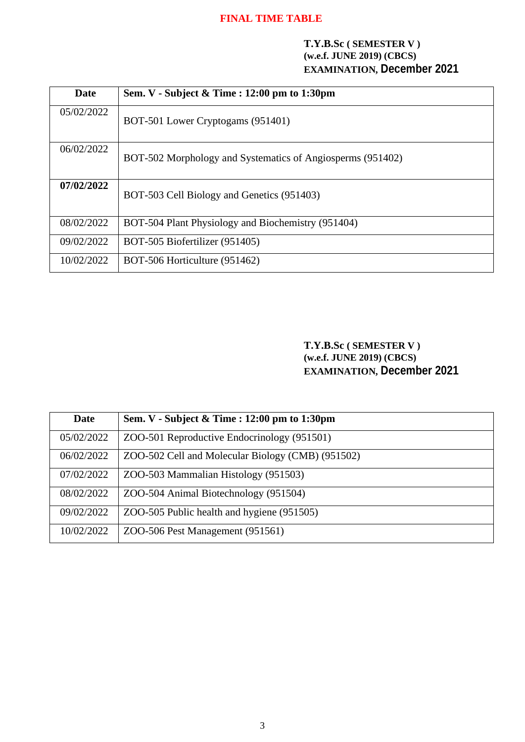# FINAL TIME TABLE

**T.Y.B.Sc ( SEMESTER V )**
**(w.e.f. JUNE 2019) (CBCS)**
**EXAMINATION, December 2021**

| Date | Sem. V - Subject & Time : 12:00 pm to 1:30pm |
|---|---|
| 05/02/2022 | BOT-501 Lower Cryptogams (951401) |
| 06/02/2022 | BOT-502 Morphology and Systematics of Angiosperms (951402) |
| **07/02/2022** | BOT-503 Cell Biology and Genetics (951403) |
| 08/02/2022 | BOT-504 Plant Physiology and Biochemistry (951404) |
| 09/02/2022 | BOT-505 Biofertilizer (951405) |
| 10/02/2022 | BOT-506 Horticulture (951462) |

**T.Y.B.Sc ( SEMESTER V )**
**(w.e.f. JUNE 2019) (CBCS)**
**EXAMINATION, December 2021**

| Date | Sem. V - Subject & Time : 12:00 pm to 1:30pm |
|---|---|
| 05/02/2022 | ZOO-501 Reproductive Endocrinology (951501) |
| 06/02/2022 | ZOO-502 Cell and Molecular Biology (CMB) (951502) |
| 07/02/2022 | ZOO-503 Mammalian Histology (951503) |
| 08/02/2022 | ZOO-504 Animal Biotechnology (951504) |
| 09/02/2022 | ZOO-505 Public health and hygiene (951505) |
| 10/02/2022 | ZOO-506 Pest Management (951561) |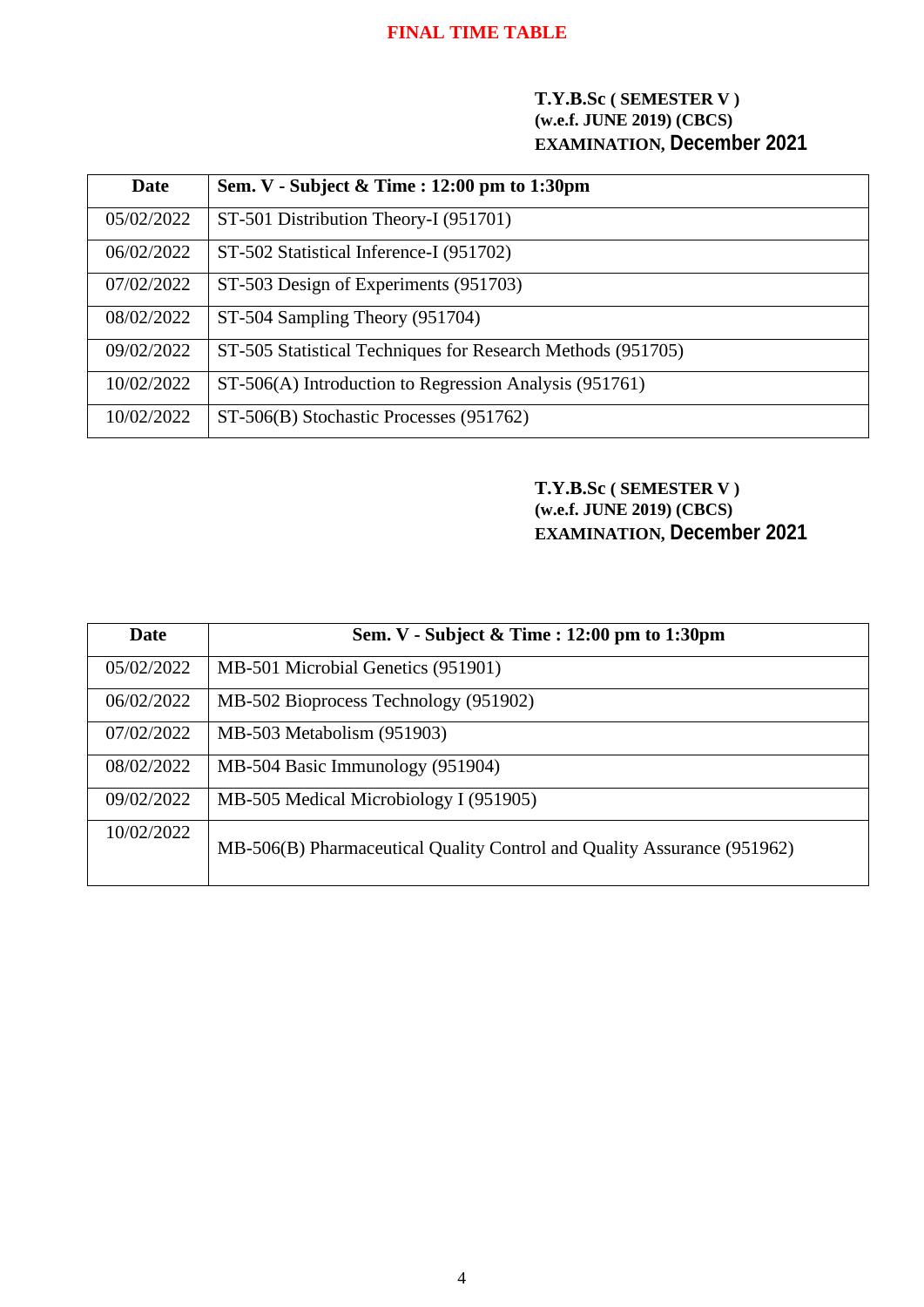# FINAL TIME TABLE

**T.Y.B.Sc ( SEMESTER V )**
**(w.e.f. JUNE 2019) (CBCS)**
**EXAMINATION, December 2021**

| Date | Sem. V - Subject & Time : 12:00 pm to 1:30pm |
|---|---|
| 05/02/2022 | ST-501 Distribution Theory-I (951701) |
| 06/02/2022 | ST-502 Statistical Inference-I (951702) |
| 07/02/2022 | ST-503 Design of Experiments (951703) |
| 08/02/2022 | ST-504 Sampling Theory (951704) |
| 09/02/2022 | ST-505 Statistical Techniques for Research Methods (951705) |
| 10/02/2022 | ST-506(A) Introduction to Regression Analysis (951761) |
| 10/02/2022 | ST-506(B) Stochastic Processes (951762) |

**T.Y.B.Sc ( SEMESTER V )**
**(w.e.f. JUNE 2019) (CBCS)**
**EXAMINATION, December 2021**

| Date | Sem. V - Subject & Time : 12:00 pm to 1:30pm |
|---|---|
| 05/02/2022 | MB-501 Microbial Genetics (951901) |
| 06/02/2022 | MB-502 Bioprocess Technology (951902) |
| 07/02/2022 | MB-503 Metabolism (951903) |
| 08/02/2022 | MB-504 Basic Immunology (951904) |
| 09/02/2022 | MB-505 Medical Microbiology I (951905) |
| 10/02/2022 | MB-506(B) Pharmaceutical Quality Control and Quality Assurance (951962) |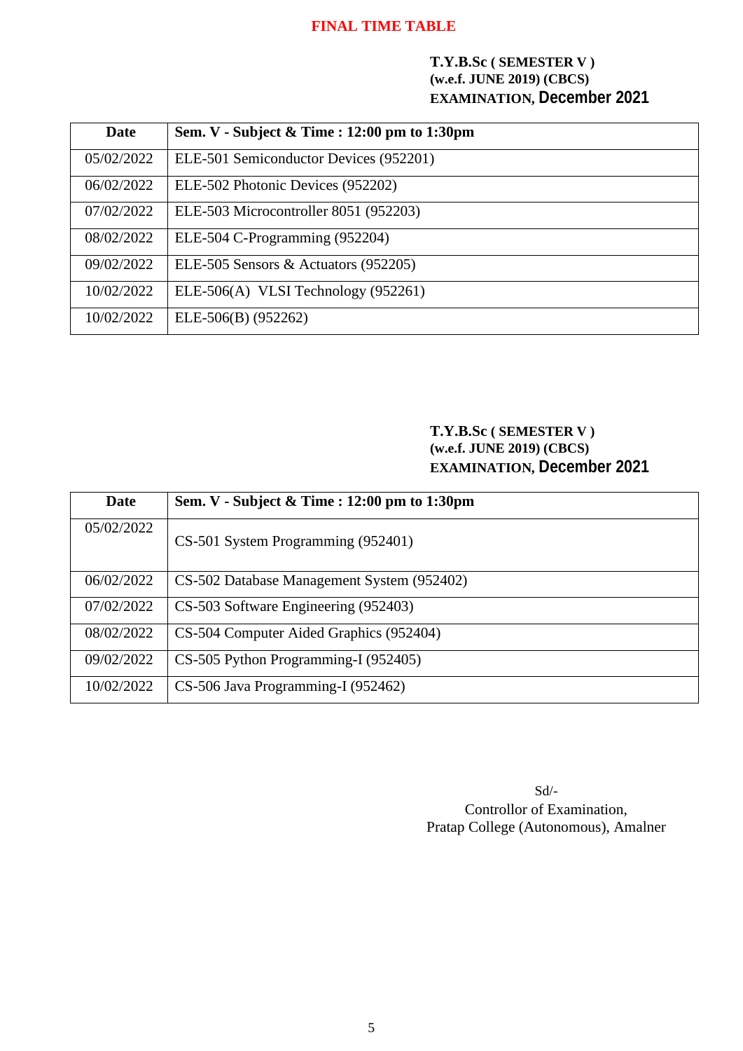# FINAL TIME TABLE

**T.Y.B.Sc ( SEMESTER V )**
**(w.e.f. JUNE 2019) (CBCS)**
**EXAMINATION, December 2021**

| Date | Sem. V - Subject & Time : 12:00 pm to 1:30pm |
|---|---|
| 05/02/2022 | ELE-501 Semiconductor Devices (952201) |
| 06/02/2022 | ELE-502 Photonic Devices (952202) |
| 07/02/2022 | ELE-503 Microcontroller 8051 (952203) |
| 08/02/2022 | ELE-504 C-Programming (952204) |
| 09/02/2022 | ELE-505 Sensors & Actuators (952205) |
| 10/02/2022 | ELE-506(A) VLSI Technology (952261) |
| 10/02/2022 | ELE-506(B) (952262) |

**T.Y.B.Sc ( SEMESTER V )**
**(w.e.f. JUNE 2019) (CBCS)**
**EXAMINATION, December 2021**

| Date | Sem. V - Subject & Time : 12:00 pm to 1:30pm |
|---|---|
| 05/02/2022 | CS-501 System Programming (952401) |
| 06/02/2022 | CS-502 Database Management System (952402) |
| 07/02/2022 | CS-503 Software Engineering (952403) |
| 08/02/2022 | CS-504 Computer Aided Graphics (952404) |
| 09/02/2022 | CS-505 Python Programming-I (952405) |
| 10/02/2022 | CS-506 Java Programming-I (952462) |

Sd/-
Controllor of Examination,
Pratap College (Autonomous), Amalner